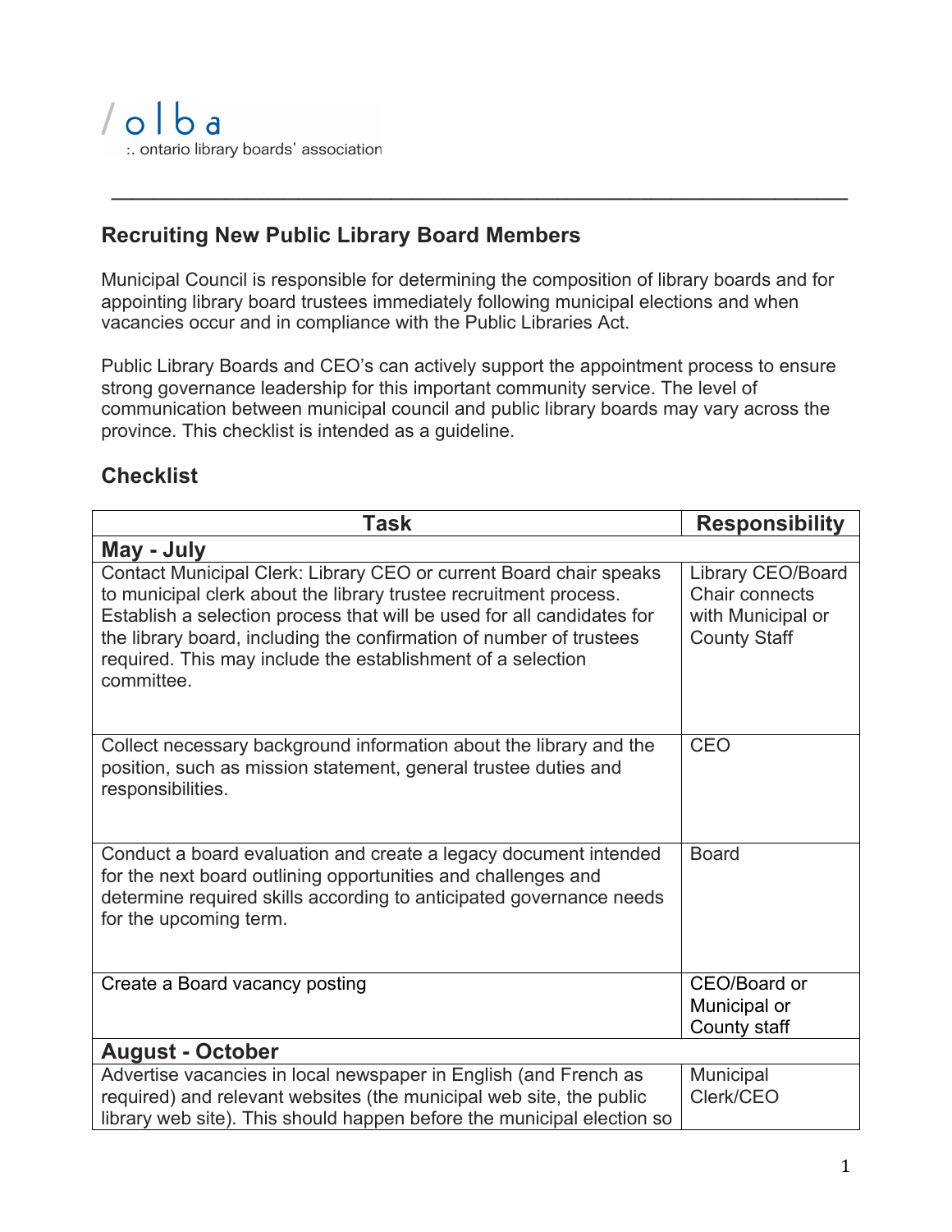/olba
:. ontario library boards' association

## Recruiting New Public Library Board Members

Municipal Council is responsible for determining the composition of library boards and for appointing library board trustees immediately following municipal elections and when vacancies occur and in compliance with the Public Libraries Act.

Public Library Boards and CEO's can actively support the appointment process to ensure strong governance leadership for this important community service. The level of communication between municipal council and public library boards may vary across the province. This checklist is intended as a guideline.

### Checklist

| Task | Responsibility |
|---|---|
| **May - July** | |
| Contact Municipal Clerk: Library CEO or current Board chair speaks to municipal clerk about the library trustee recruitment process. Establish a selection process that will be used for all candidates for the library board, including the confirmation of number of trustees required. This may include the establishment of a selection committee. | Library CEO/Board Chair connects with Municipal or County Staff |
| Collect necessary background information about the library and the position, such as mission statement, general trustee duties and responsibilities. | CEO |
| Conduct a board evaluation and create a legacy document intended for the next board outlining opportunities and challenges and determine required skills according to anticipated governance needs for the upcoming term. | Board |
| Create a Board vacancy posting | CEO/Board or Municipal or County staff |
| **August - October** | |
| Advertise vacancies in local newspaper in English (and French as required) and relevant websites (the municipal web site, the public library web site). This should happen before the municipal election so | Municipal Clerk/CEO |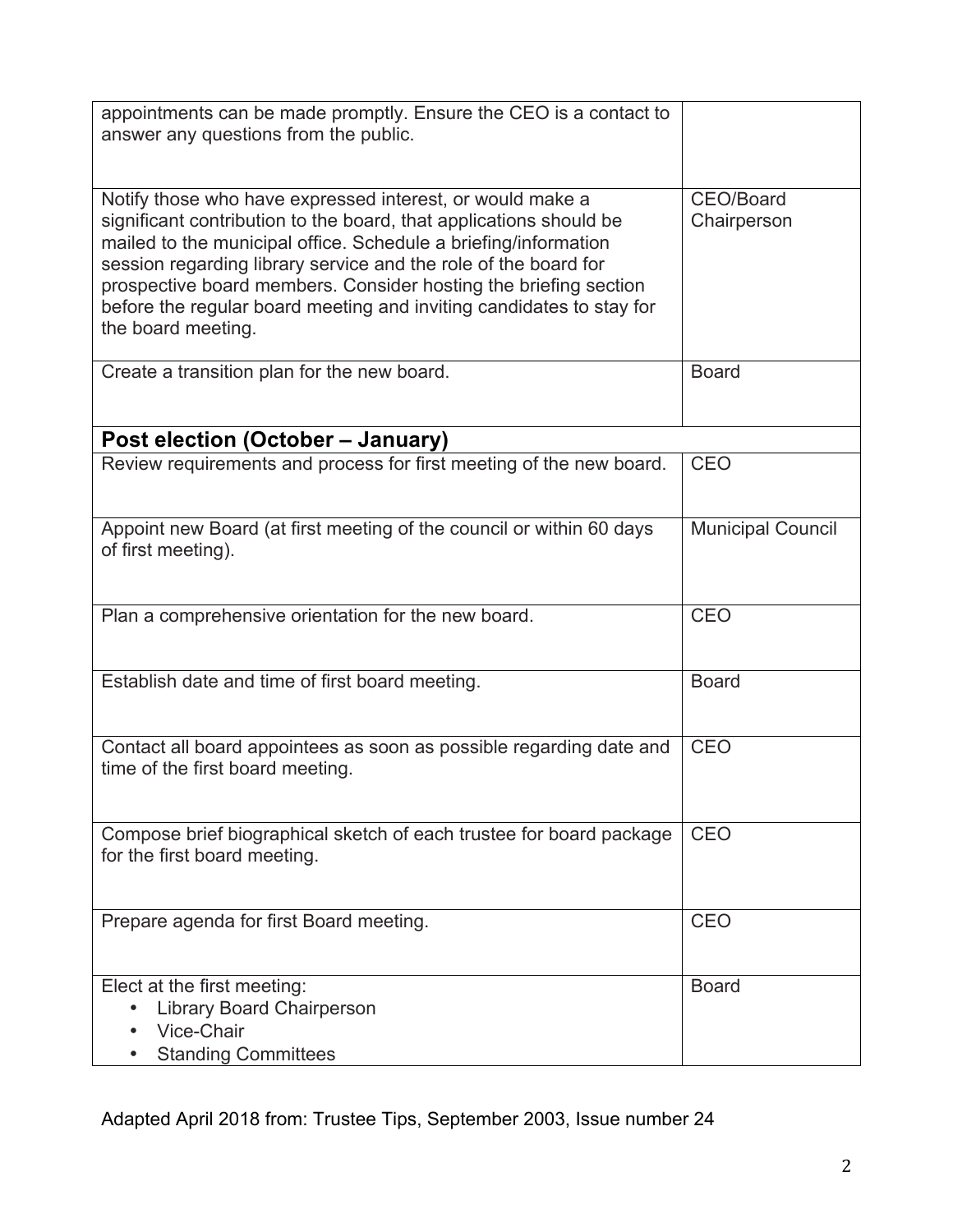| | |
|---|---|
| appointments can be made promptly. Ensure the CEO is a contact to answer any questions from the public. | |
| Notify those who have expressed interest, or would make a significant contribution to the board, that applications should be mailed to the municipal office. Schedule a briefing/information session regarding library service and the role of the board for prospective board members. Consider hosting the briefing section before the regular board meeting and inviting candidates to stay for the board meeting. | CEO/Board Chairperson |
| Create a transition plan for the new board. | Board |
| **Post election (October – January)** | |
| Review requirements and process for first meeting of the new board. | CEO |
| Appoint new Board (at first meeting of the council or within 60 days of first meeting). | Municipal Council |
| Plan a comprehensive orientation for the new board. | CEO |
| Establish date and time of first board meeting. | Board |
| Contact all board appointees as soon as possible regarding date and time of the first board meeting. | CEO |
| Compose brief biographical sketch of each trustee for board package for the first board meeting. | CEO |
| Prepare agenda for first Board meeting. | CEO |
| Elect at the first meeting:<br>• Library Board Chairperson<br>• Vice-Chair<br>• Standing Committees | Board |

Adapted April 2018 from: Trustee Tips, September 2003, Issue number 24